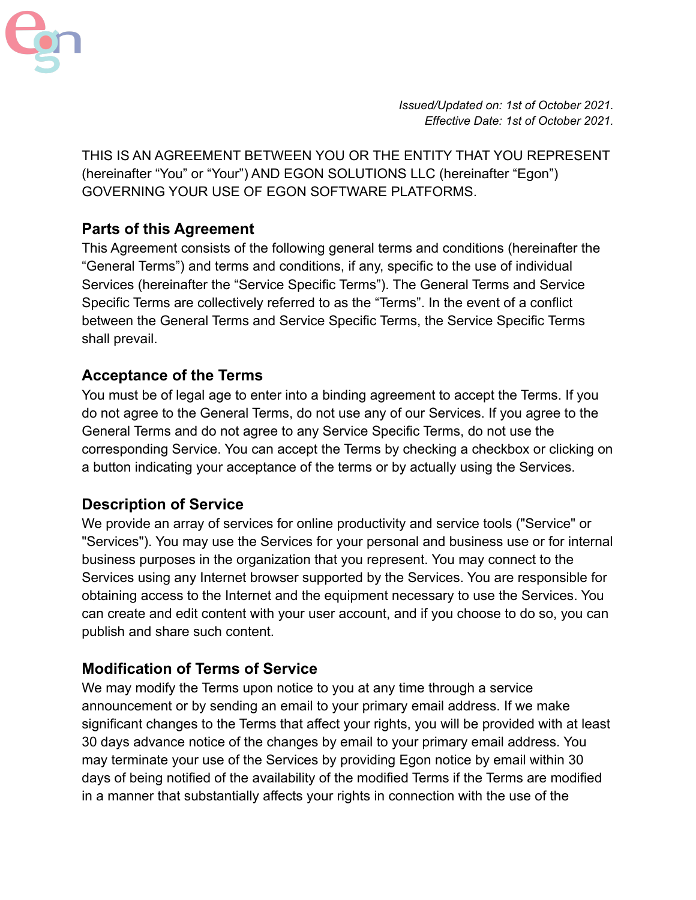*Issued/Updated on: 1st of October 2021.*
*Effective Date: 1st of October 2021.*

THIS IS AN AGREEMENT BETWEEN YOU OR THE ENTITY THAT YOU REPRESENT (hereinafter “You” or “Your”) AND EGON SOLUTIONS LLC (hereinafter “Egon”) GOVERNING YOUR USE OF EGON SOFTWARE PLATFORMS.

## Parts of this Agreement

This Agreement consists of the following general terms and conditions (hereinafter the “General Terms”) and terms and conditions, if any, specific to the use of individual Services (hereinafter the “Service Specific Terms”). The General Terms and Service Specific Terms are collectively referred to as the “Terms”. In the event of a conflict between the General Terms and Service Specific Terms, the Service Specific Terms shall prevail.

## Acceptance of the Terms

You must be of legal age to enter into a binding agreement to accept the Terms. If you do not agree to the General Terms, do not use any of our Services. If you agree to the General Terms and do not agree to any Service Specific Terms, do not use the corresponding Service. You can accept the Terms by checking a checkbox or clicking on a button indicating your acceptance of the terms or by actually using the Services.

## Description of Service

We provide an array of services for online productivity and service tools ("Service" or "Services"). You may use the Services for your personal and business use or for internal business purposes in the organization that you represent. You may connect to the Services using any Internet browser supported by the Services. You are responsible for obtaining access to the Internet and the equipment necessary to use the Services. You can create and edit content with your user account, and if you choose to do so, you can publish and share such content.

## Modification of Terms of Service

We may modify the Terms upon notice to you at any time through a service announcement or by sending an email to your primary email address. If we make significant changes to the Terms that affect your rights, you will be provided with at least 30 days advance notice of the changes by email to your primary email address. You may terminate your use of the Services by providing Egon notice by email within 30 days of being notified of the availability of the modified Terms if the Terms are modified in a manner that substantially affects your rights in connection with the use of the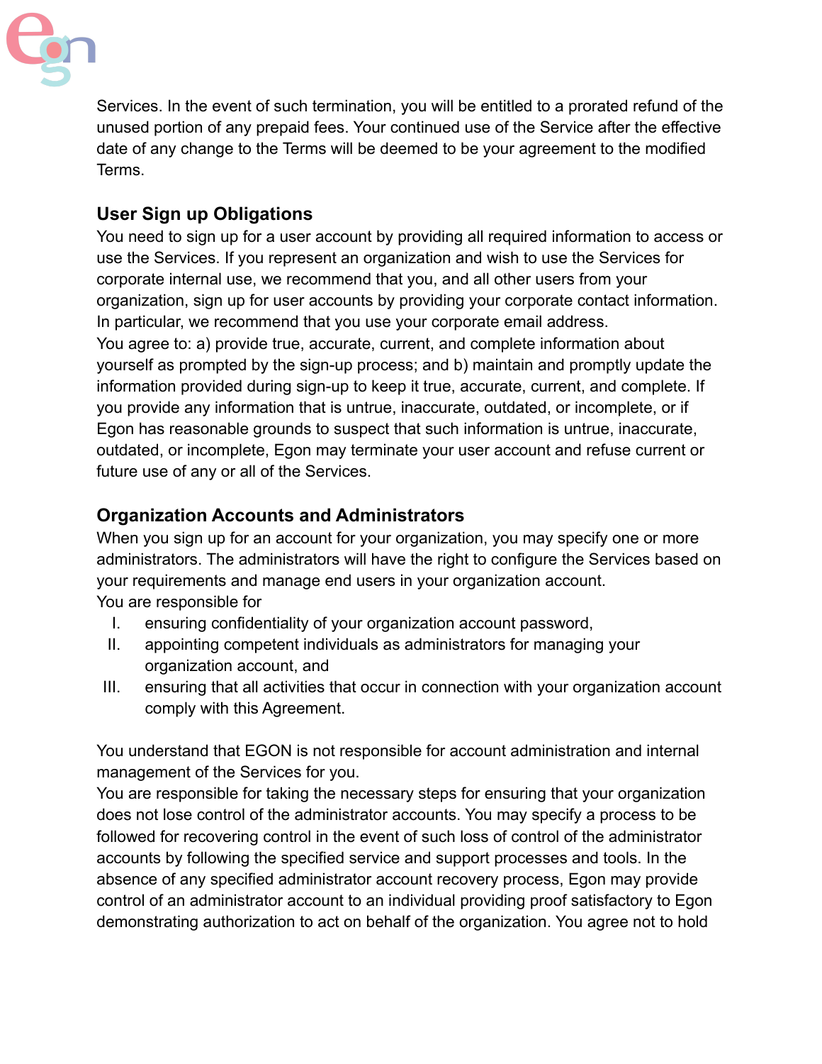Services. In the event of such termination, you will be entitled to a prorated refund of the unused portion of any prepaid fees. Your continued use of the Service after the effective date of any change to the Terms will be deemed to be your agreement to the modified Terms.

### User Sign up Obligations

You need to sign up for a user account by providing all required information to access or use the Services. If you represent an organization and wish to use the Services for corporate internal use, we recommend that you, and all other users from your organization, sign up for user accounts by providing your corporate contact information. In particular, we recommend that you use your corporate email address.
You agree to: a) provide true, accurate, current, and complete information about yourself as prompted by the sign-up process; and b) maintain and promptly update the information provided during sign-up to keep it true, accurate, current, and complete. If you provide any information that is untrue, inaccurate, outdated, or incomplete, or if Egon has reasonable grounds to suspect that such information is untrue, inaccurate, outdated, or incomplete, Egon may terminate your user account and refuse current or future use of any or all of the Services.

### Organization Accounts and Administrators

When you sign up for an account for your organization, you may specify one or more administrators. The administrators will have the right to configure the Services based on your requirements and manage end users in your organization account.
You are responsible for

I. ensuring confidentiality of your organization account password,
II. appointing competent individuals as administrators for managing your organization account, and
III. ensuring that all activities that occur in connection with your organization account comply with this Agreement.

You understand that EGON is not responsible for account administration and internal management of the Services for you.
You are responsible for taking the necessary steps for ensuring that your organization does not lose control of the administrator accounts. You may specify a process to be followed for recovering control in the event of such loss of control of the administrator accounts by following the specified service and support processes and tools. In the absence of any specified administrator account recovery process, Egon may provide control of an administrator account to an individual providing proof satisfactory to Egon demonstrating authorization to act on behalf of the organization. You agree not to hold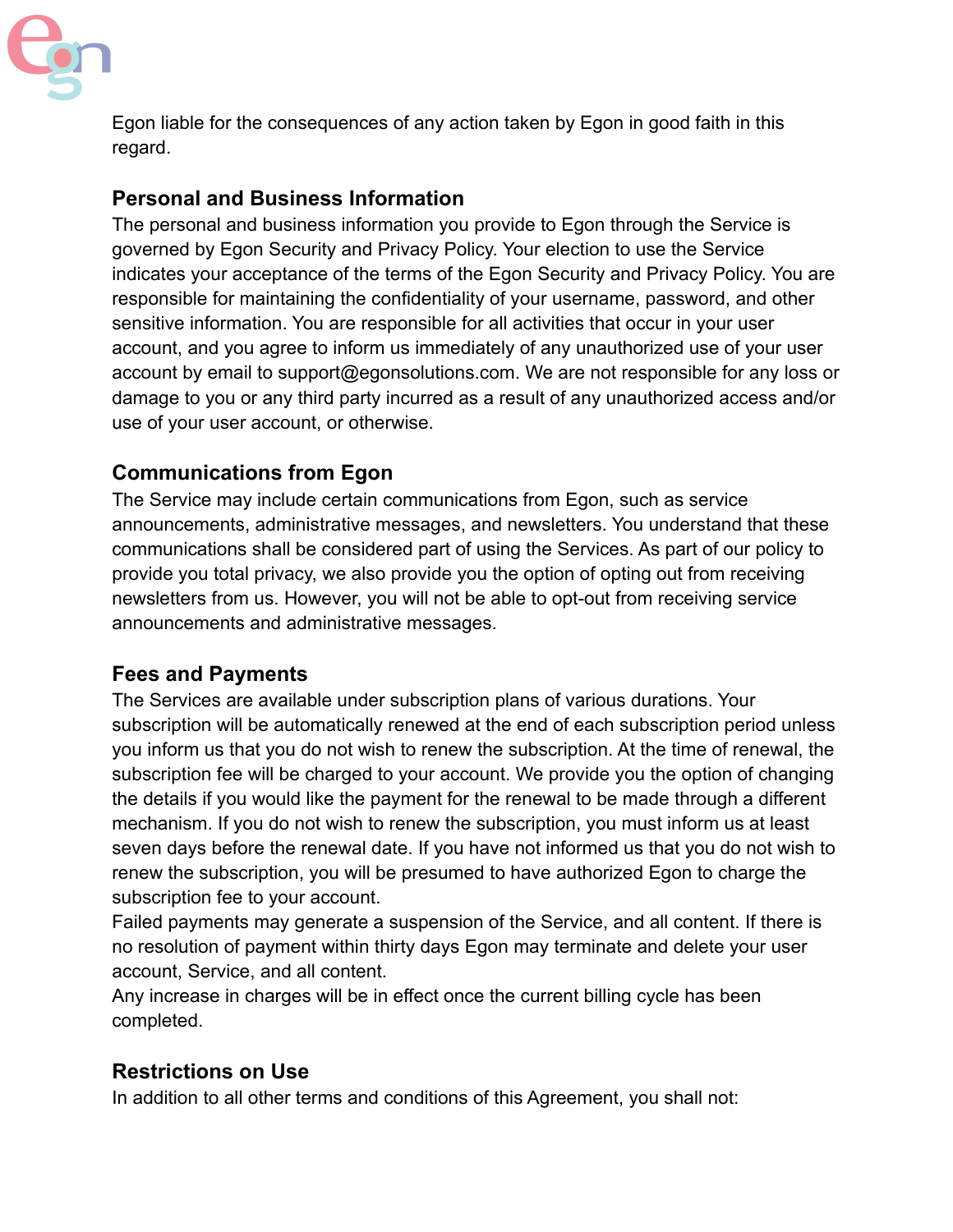Egon liable for the consequences of any action taken by Egon in good faith in this regard.

## Personal and Business Information

The personal and business information you provide to Egon through the Service is governed by Egon Security and Privacy Policy. Your election to use the Service indicates your acceptance of the terms of the Egon Security and Privacy Policy. You are responsible for maintaining the confidentiality of your username, password, and other sensitive information. You are responsible for all activities that occur in your user account, and you agree to inform us immediately of any unauthorized use of your user account by email to support@egonsolutions.com. We are not responsible for any loss or damage to you or any third party incurred as a result of any unauthorized access and/or use of your user account, or otherwise.

## Communications from Egon

The Service may include certain communications from Egon, such as service announcements, administrative messages, and newsletters. You understand that these communications shall be considered part of using the Services. As part of our policy to provide you total privacy, we also provide you the option of opting out from receiving newsletters from us. However, you will not be able to opt-out from receiving service announcements and administrative messages.

## Fees and Payments

The Services are available under subscription plans of various durations. Your subscription will be automatically renewed at the end of each subscription period unless you inform us that you do not wish to renew the subscription. At the time of renewal, the subscription fee will be charged to your account. We provide you the option of changing the details if you would like the payment for the renewal to be made through a different mechanism. If you do not wish to renew the subscription, you must inform us at least seven days before the renewal date. If you have not informed us that you do not wish to renew the subscription, you will be presumed to have authorized Egon to charge the subscription fee to your account.
Failed payments may generate a suspension of the Service, and all content. If there is no resolution of payment within thirty days Egon may terminate and delete your user account, Service, and all content.
Any increase in charges will be in effect once the current billing cycle has been completed.

## Restrictions on Use

In addition to all other terms and conditions of this Agreement, you shall not: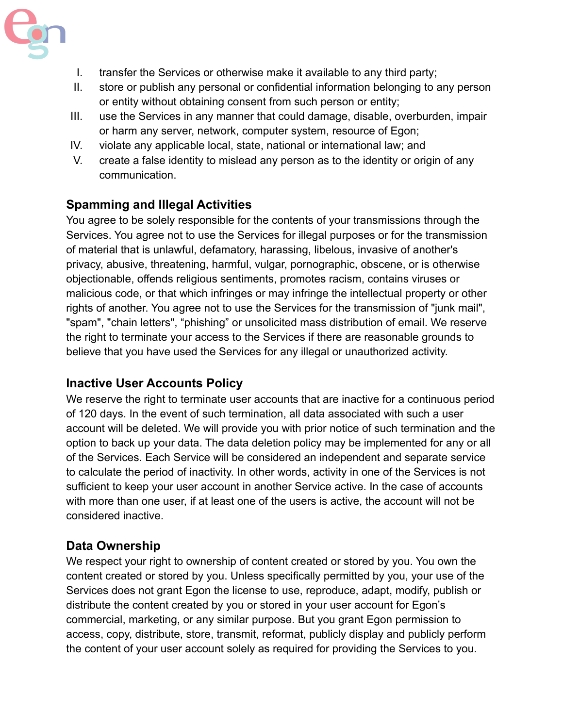I. transfer the Services or otherwise make it available to any third party;
II. store or publish any personal or confidential information belonging to any person or entity without obtaining consent from such person or entity;
III. use the Services in any manner that could damage, disable, overburden, impair or harm any server, network, computer system, resource of Egon;
IV. violate any applicable local, state, national or international law; and
V. create a false identity to mislead any person as to the identity or origin of any communication.

### Spamming and Illegal Activities

You agree to be solely responsible for the contents of your transmissions through the Services. You agree not to use the Services for illegal purposes or for the transmission of material that is unlawful, defamatory, harassing, libelous, invasive of another's privacy, abusive, threatening, harmful, vulgar, pornographic, obscene, or is otherwise objectionable, offends religious sentiments, promotes racism, contains viruses or malicious code, or that which infringes or may infringe the intellectual property or other rights of another. You agree not to use the Services for the transmission of "junk mail", "spam", "chain letters", “phishing” or unsolicited mass distribution of email. We reserve the right to terminate your access to the Services if there are reasonable grounds to believe that you have used the Services for any illegal or unauthorized activity.

### Inactive User Accounts Policy

We reserve the right to terminate user accounts that are inactive for a continuous period of 120 days. In the event of such termination, all data associated with such a user account will be deleted. We will provide you with prior notice of such termination and the option to back up your data. The data deletion policy may be implemented for any or all of the Services. Each Service will be considered an independent and separate service to calculate the period of inactivity. In other words, activity in one of the Services is not sufficient to keep your user account in another Service active. In the case of accounts with more than one user, if at least one of the users is active, the account will not be considered inactive.

### Data Ownership

We respect your right to ownership of content created or stored by you. You own the content created or stored by you. Unless specifically permitted by you, your use of the Services does not grant Egon the license to use, reproduce, adapt, modify, publish or distribute the content created by you or stored in your user account for Egon’s commercial, marketing, or any similar purpose. But you grant Egon permission to access, copy, distribute, store, transmit, reformat, publicly display and publicly perform the content of your user account solely as required for providing the Services to you.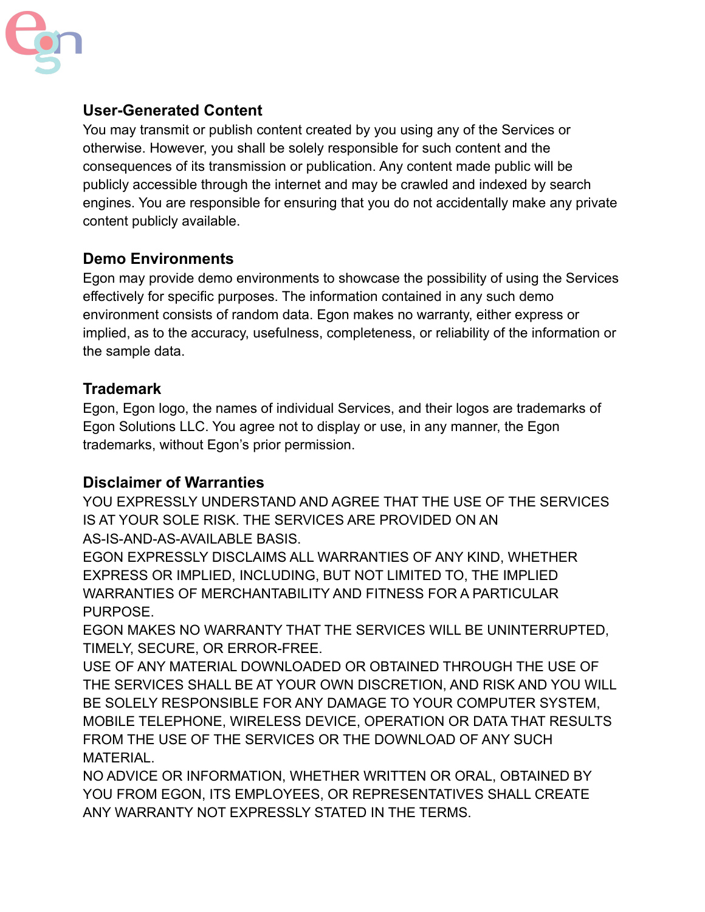## User-Generated Content

You may transmit or publish content created by you using any of the Services or otherwise. However, you shall be solely responsible for such content and the consequences of its transmission or publication. Any content made public will be publicly accessible through the internet and may be crawled and indexed by search engines. You are responsible for ensuring that you do not accidentally make any private content publicly available.

## Demo Environments

Egon may provide demo environments to showcase the possibility of using the Services effectively for specific purposes. The information contained in any such demo environment consists of random data. Egon makes no warranty, either express or implied, as to the accuracy, usefulness, completeness, or reliability of the information or the sample data.

## Trademark

Egon, Egon logo, the names of individual Services, and their logos are trademarks of Egon Solutions LLC. You agree not to display or use, in any manner, the Egon trademarks, without Egon's prior permission.

## Disclaimer of Warranties

YOU EXPRESSLY UNDERSTAND AND AGREE THAT THE USE OF THE SERVICES IS AT YOUR SOLE RISK. THE SERVICES ARE PROVIDED ON AN AS-IS-AND-AS-AVAILABLE BASIS.

EGON EXPRESSLY DISCLAIMS ALL WARRANTIES OF ANY KIND, WHETHER EXPRESS OR IMPLIED, INCLUDING, BUT NOT LIMITED TO, THE IMPLIED WARRANTIES OF MERCHANTABILITY AND FITNESS FOR A PARTICULAR PURPOSE.

EGON MAKES NO WARRANTY THAT THE SERVICES WILL BE UNINTERRUPTED, TIMELY, SECURE, OR ERROR-FREE.

USE OF ANY MATERIAL DOWNLOADED OR OBTAINED THROUGH THE USE OF THE SERVICES SHALL BE AT YOUR OWN DISCRETION, AND RISK AND YOU WILL BE SOLELY RESPONSIBLE FOR ANY DAMAGE TO YOUR COMPUTER SYSTEM, MOBILE TELEPHONE, WIRELESS DEVICE, OPERATION OR DATA THAT RESULTS FROM THE USE OF THE SERVICES OR THE DOWNLOAD OF ANY SUCH MATERIAL.

NO ADVICE OR INFORMATION, WHETHER WRITTEN OR ORAL, OBTAINED BY YOU FROM EGON, ITS EMPLOYEES, OR REPRESENTATIVES SHALL CREATE ANY WARRANTY NOT EXPRESSLY STATED IN THE TERMS.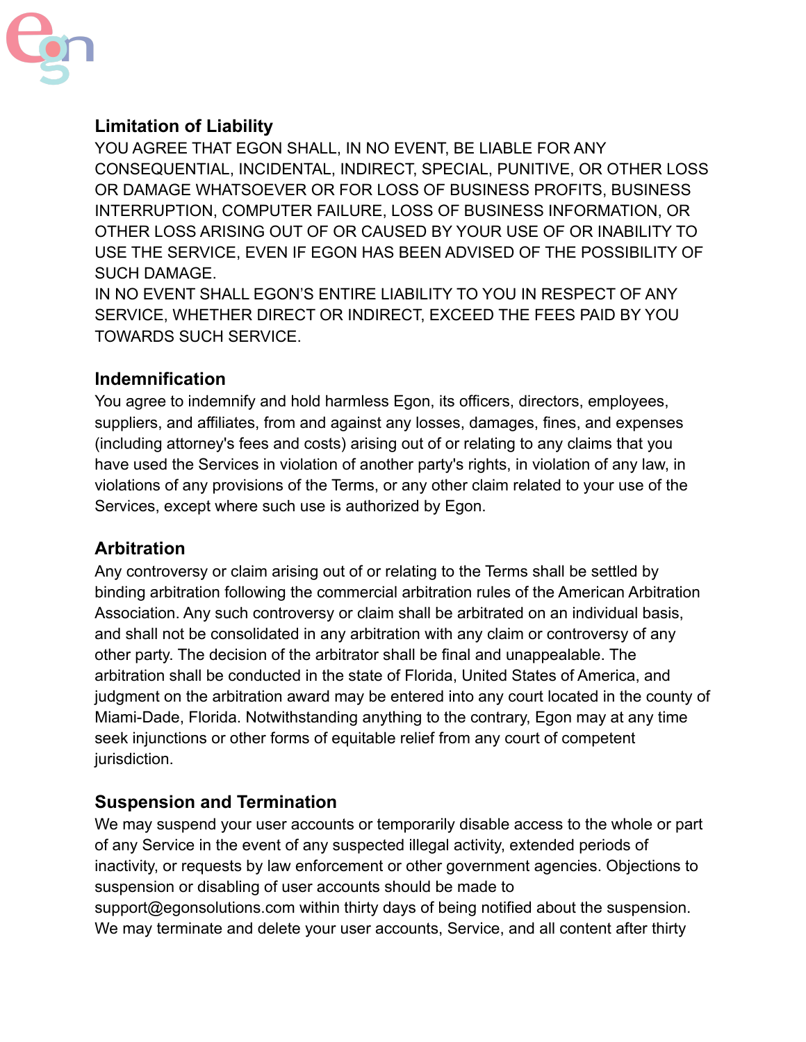## Limitation of Liability

YOU AGREE THAT EGON SHALL, IN NO EVENT, BE LIABLE FOR ANY CONSEQUENTIAL, INCIDENTAL, INDIRECT, SPECIAL, PUNITIVE, OR OTHER LOSS OR DAMAGE WHATSOEVER OR FOR LOSS OF BUSINESS PROFITS, BUSINESS INTERRUPTION, COMPUTER FAILURE, LOSS OF BUSINESS INFORMATION, OR OTHER LOSS ARISING OUT OF OR CAUSED BY YOUR USE OF OR INABILITY TO USE THE SERVICE, EVEN IF EGON HAS BEEN ADVISED OF THE POSSIBILITY OF SUCH DAMAGE.

IN NO EVENT SHALL EGON'S ENTIRE LIABILITY TO YOU IN RESPECT OF ANY SERVICE, WHETHER DIRECT OR INDIRECT, EXCEED THE FEES PAID BY YOU TOWARDS SUCH SERVICE.

## Indemnification

You agree to indemnify and hold harmless Egon, its officers, directors, employees, suppliers, and affiliates, from and against any losses, damages, fines, and expenses (including attorney's fees and costs) arising out of or relating to any claims that you have used the Services in violation of another party's rights, in violation of any law, in violations of any provisions of the Terms, or any other claim related to your use of the Services, except where such use is authorized by Egon.

## Arbitration

Any controversy or claim arising out of or relating to the Terms shall be settled by binding arbitration following the commercial arbitration rules of the American Arbitration Association. Any such controversy or claim shall be arbitrated on an individual basis, and shall not be consolidated in any arbitration with any claim or controversy of any other party. The decision of the arbitrator shall be final and unappealable. The arbitration shall be conducted in the state of Florida, United States of America, and judgment on the arbitration award may be entered into any court located in the county of Miami-Dade, Florida. Notwithstanding anything to the contrary, Egon may at any time seek injunctions or other forms of equitable relief from any court of competent jurisdiction.

## Suspension and Termination

We may suspend your user accounts or temporarily disable access to the whole or part of any Service in the event of any suspected illegal activity, extended periods of inactivity, or requests by law enforcement or other government agencies. Objections to suspension or disabling of user accounts should be made to support@egonsolutions.com within thirty days of being notified about the suspension. We may terminate and delete your user accounts, Service, and all content after thirty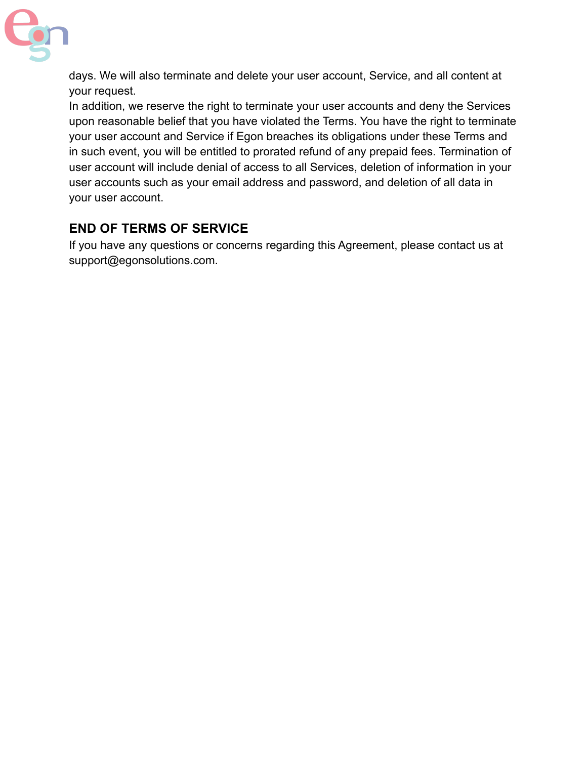days. We will also terminate and delete your user account, Service, and all content at your request.
In addition, we reserve the right to terminate your user accounts and deny the Services upon reasonable belief that you have violated the Terms. You have the right to terminate your user account and Service if Egon breaches its obligations under these Terms and in such event, you will be entitled to prorated refund of any prepaid fees. Termination of user account will include denial of access to all Services, deletion of information in your user accounts such as your email address and password, and deletion of all data in your user account.

## END OF TERMS OF SERVICE

If you have any questions or concerns regarding this Agreement, please contact us at support@egonsolutions.com.